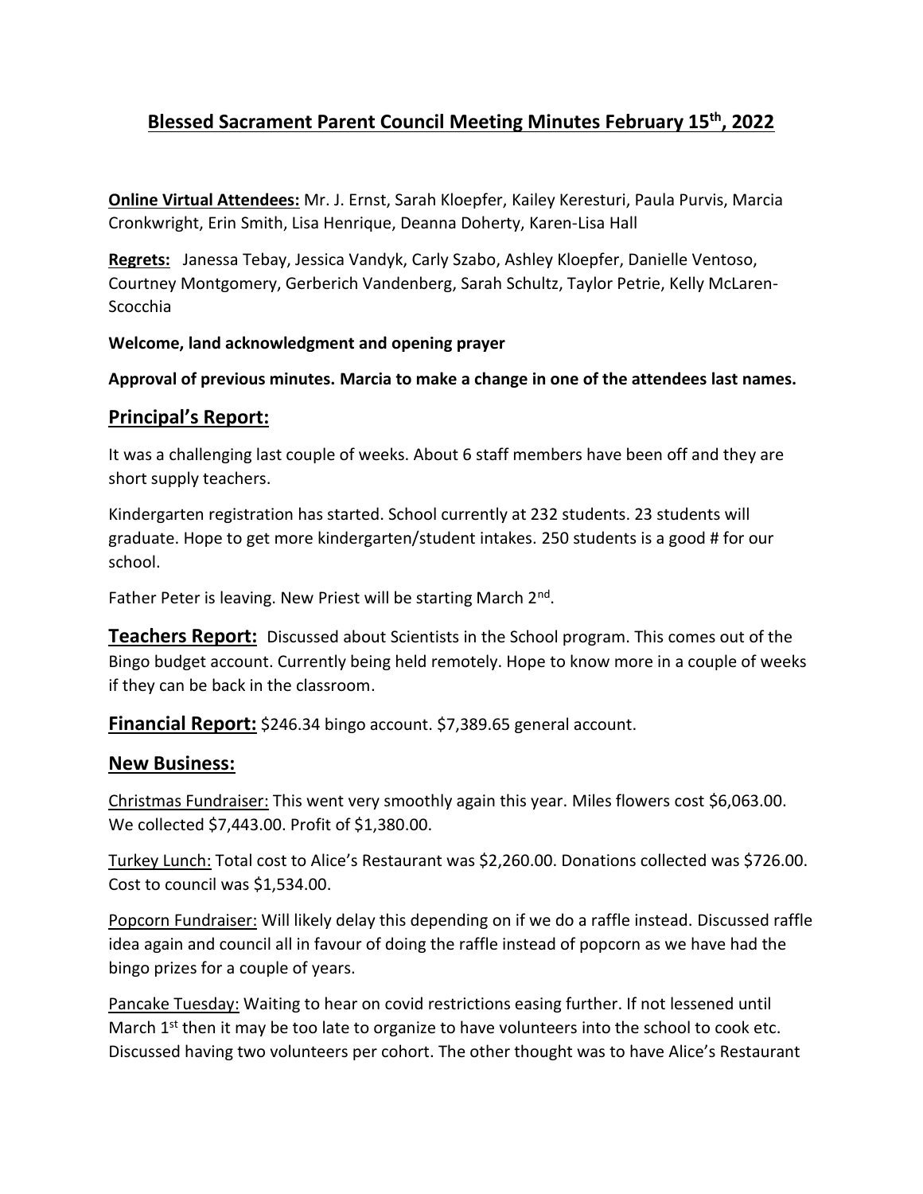# Blessed Sacrament Parent Council Meeting Minutes February 15th, 2022

**Online Virtual Attendees:** Mr. J. Ernst, Sarah Kloepfer, Kailey Keresturi, Paula Purvis, Marcia Cronkwright, Erin Smith, Lisa Henrique, Deanna Doherty, Karen-Lisa Hall

**Regrets:** Janessa Tebay, Jessica Vandyk, Carly Szabo, Ashley Kloepfer, Danielle Ventoso, Courtney Montgomery, Gerberich Vandenberg, Sarah Schultz, Taylor Petrie, Kelly McLaren-Scocchia

**Welcome, land acknowledgment and opening prayer**

**Approval of previous minutes. Marcia to make a change in one of the attendees last names.**

## Principal's Report:

It was a challenging last couple of weeks. About 6 staff members have been off and they are short supply teachers.

Kindergarten registration has started. School currently at 232 students. 23 students will graduate. Hope to get more kindergarten/student intakes. 250 students is a good # for our school.

Father Peter is leaving. New Priest will be starting March 2nd.

**Teachers Report:** Discussed about Scientists in the School program. This comes out of the Bingo budget account. Currently being held remotely. Hope to know more in a couple of weeks if they can be back in the classroom.

**Financial Report:** $246.34 bingo account. $7,389.65 general account.

## New Business:

Christmas Fundraiser: This went very smoothly again this year. Miles flowers cost $6,063.00. We collected $7,443.00. Profit of $1,380.00.

Turkey Lunch: Total cost to Alice's Restaurant was $2,260.00. Donations collected was $726.00. Cost to council was $1,534.00.

Popcorn Fundraiser: Will likely delay this depending on if we do a raffle instead. Discussed raffle idea again and council all in favour of doing the raffle instead of popcorn as we have had the bingo prizes for a couple of years.

Pancake Tuesday: Waiting to hear on covid restrictions easing further. If not lessened until March 1st then it may be too late to organize to have volunteers into the school to cook etc. Discussed having two volunteers per cohort. The other thought was to have Alice's Restaurant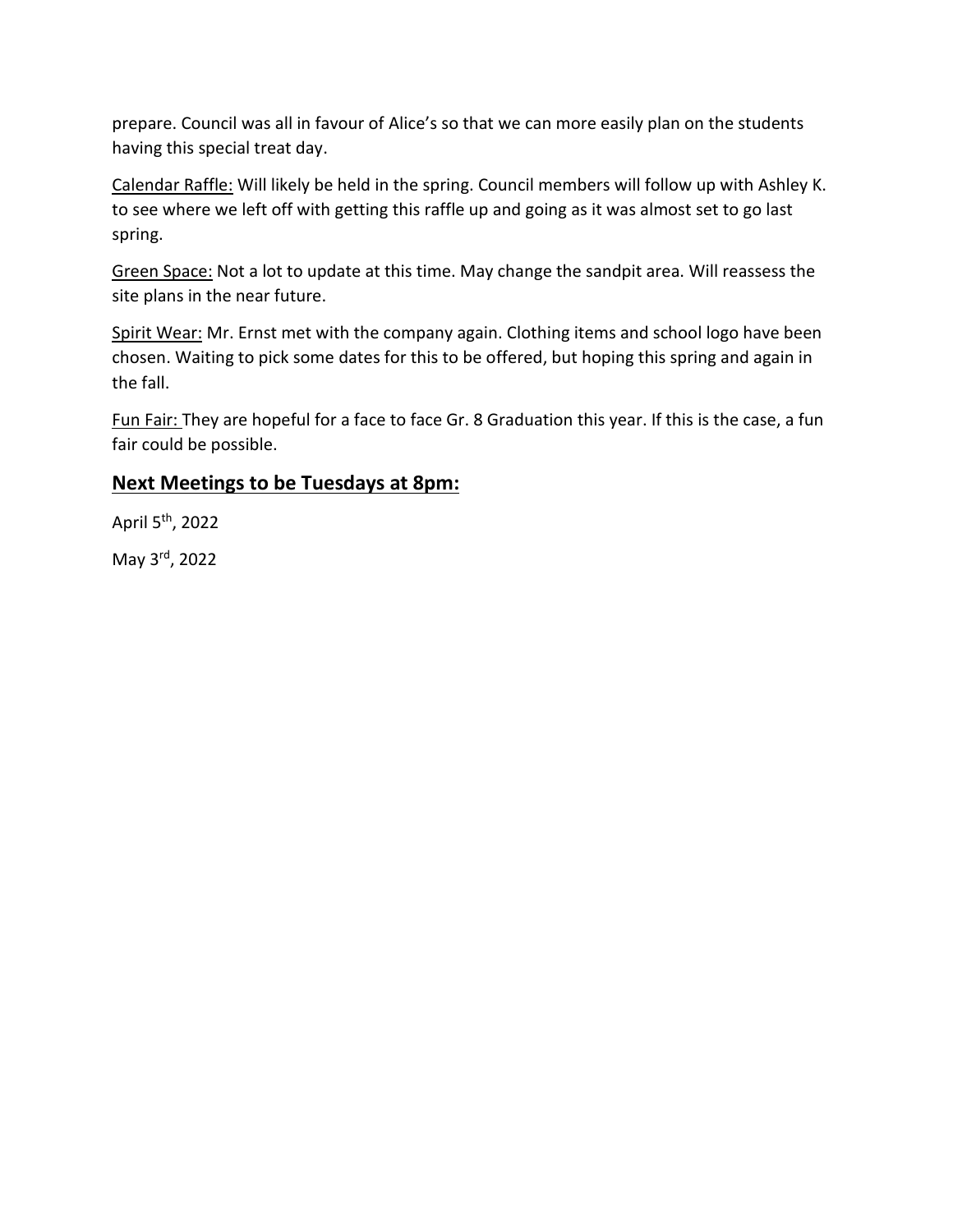prepare. Council was all in favour of Alice's so that we can more easily plan on the students having this special treat day.

Calendar Raffle: Will likely be held in the spring. Council members will follow up with Ashley K. to see where we left off with getting this raffle up and going as it was almost set to go last spring.

Green Space: Not a lot to update at this time. May change the sandpit area. Will reassess the site plans in the near future.

Spirit Wear: Mr. Ernst met with the company again. Clothing items and school logo have been chosen. Waiting to pick some dates for this to be offered, but hoping this spring and again in the fall.

Fun Fair: They are hopeful for a face to face Gr. 8 Graduation this year. If this is the case, a fun fair could be possible.

## Next Meetings to be Tuesdays at 8pm:

April 5th, 2022

May 3rd, 2022